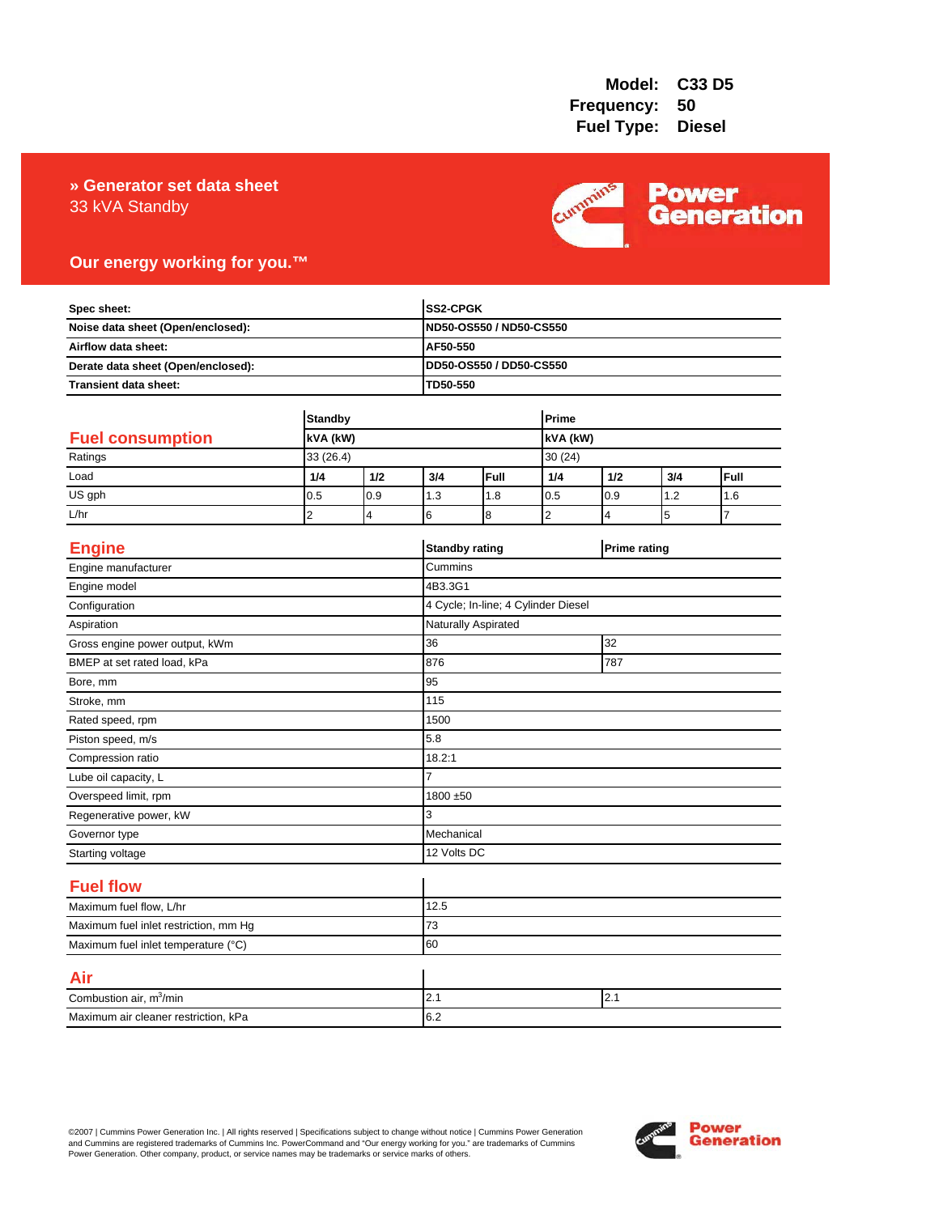**Model:** C33 D5
**Frequency:** 50
**Fuel Type:** Diesel

# » Generator set data sheet

33 kVA Standby

**Our energy working for you.™**

| | |
|---|---|
| **Spec sheet:** | **SS2-CPGK** |
| **Noise data sheet (Open/enclosed):** | **ND50-OS550 / ND50-CS550** |
| **Airflow data sheet:** | **AF50-550** |
| **Derate data sheet (Open/enclosed):** | **DD50-OS550 / DD50-CS550** |
| **Transient data sheet:** | **TD50-550** |

## Fuel consumption

| | **Standby** | | | | **Prime** | | | |
|---|---|---|---|---|---|---|---|---|
| | **kVA (kW)** | | | | **kVA (kW)** | | | |
| Ratings | 33 (26.4) | | | | 30 (24) | | | |
| Load | **1/4** | **1/2** | **3/4** | **Full** | **1/4** | **1/2** | **3/4** | **Full** |
| US gph | 0.5 | 0.9 | 1.3 | 1.8 | 0.5 | 0.9 | 1.2 | 1.6 |
| L/hr | 2 | 4 | 6 | 8 | 2 | 4 | 5 | 7 |

## Engine

| | **Standby rating** | **Prime rating** |
|---|---|---|
| Engine manufacturer | Cummins | |
| Engine model | 4B3.3G1 | |
| Configuration | 4 Cycle; In-line; 4 Cylinder Diesel | |
| Aspiration | Naturally Aspirated | |
| Gross engine power output, kWm | 36 | 32 |
| BMEP at set rated load, kPa | 876 | 787 |
| Bore, mm | 95 | |
| Stroke, mm | 115 | |
| Rated speed, rpm | 1500 | |
| Piston speed, m/s | 5.8 | |
| Compression ratio | 18.2:1 | |
| Lube oil capacity, L | 7 | |
| Overspeed limit, rpm | 1800 ±50 | |
| Regenerative power, kW | 3 | |
| Governor type | Mechanical | |
| Starting voltage | 12 Volts DC | |

## Fuel flow

| | |
|---|---|
| Maximum fuel flow, L/hr | 12.5 |
| Maximum fuel inlet restriction, mm Hg | 73 |
| Maximum fuel inlet temperature (°C) | 60 |

## Air

| | | |
|---|---|---|
| Combustion air, $m^3$/min | 2.1 | 2.1 |
| Maximum air cleaner restriction, kPa | 6.2 | |

©2007 | Cummins Power Generation Inc. | All rights reserved | Specifications subject to change without notice | Cummins Power Generation and Cummins are registered trademarks of Cummins Inc. PowerCommand and "Our energy working for you." are trademarks of Cummins Power Generation. Other company, product, or service names may be trademarks or service marks of others.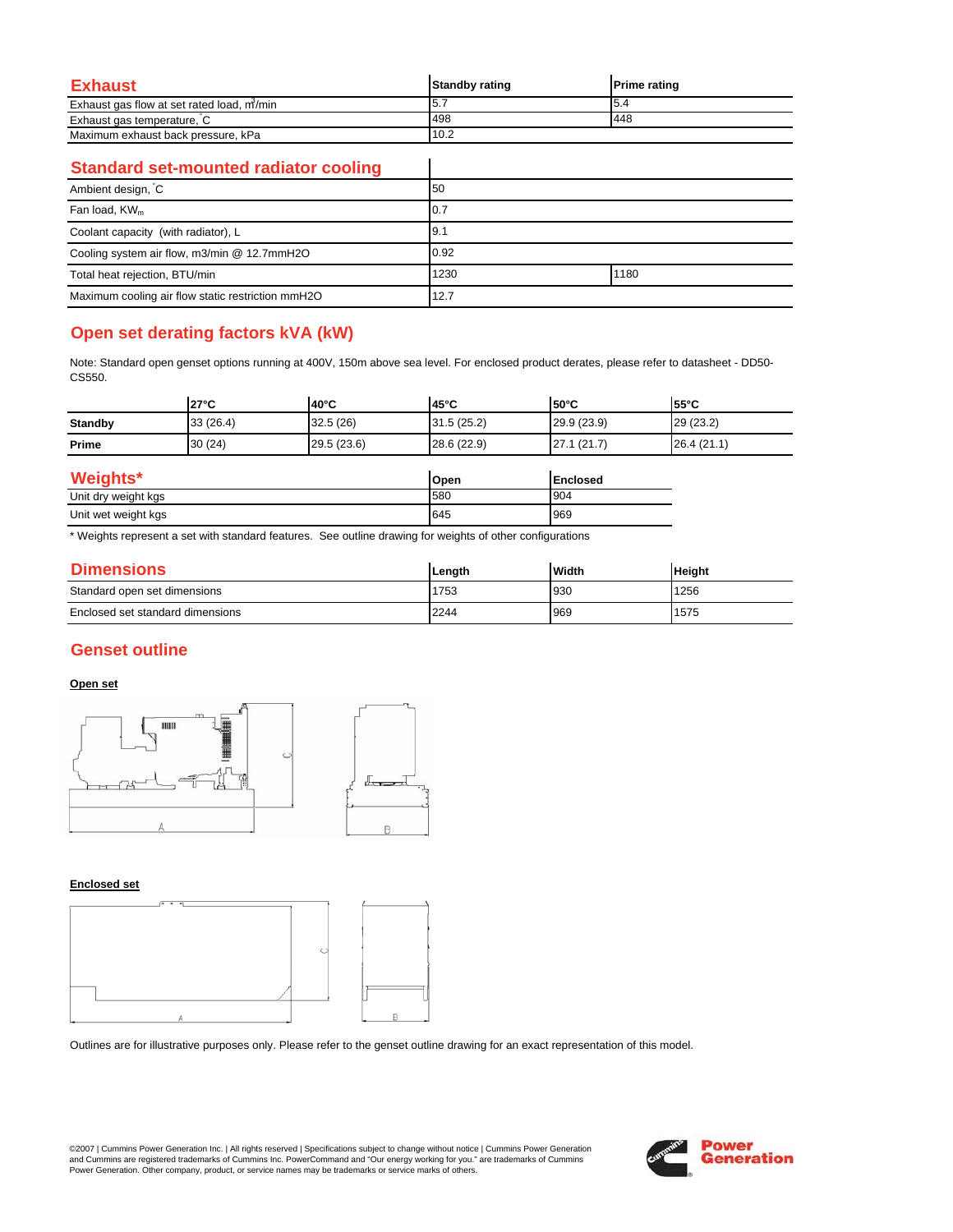## Exhaust

| Exhaust | Standby rating | Prime rating |
|---|---|---|
| Exhaust gas flow at set rated load, $m^3$/min | 5.7 | 5.4 |
| Exhaust gas temperature, °C | 498 | 448 |
| Maximum exhaust back pressure, kPa | 10.2 | |

## Standard set-mounted radiator cooling

| Standard set-mounted radiator cooling | | |
|---|---|---|
| Ambient design, °C | 50 | |
| Fan load, $KW_m$ | 0.7 | |
| Coolant capacity (with radiator), L | 9.1 | |
| Cooling system air flow, m3/min @ 12.7mmH2O | 0.92 | |
| Total heat rejection, BTU/min | 1230 | 1180 |
| Maximum cooling air flow static restriction mmH2O | 12.7 | |

## Open set derating factors kVA (kW)

Note: Standard open genset options running at 400V, 150m above sea level. For enclosed product derates, please refer to datasheet - DD50-CS550.

| | 27°C | 40°C | 45°C | 50°C | 55°C |
|---|---|---|---|---|---|
| **Standby** | 33 (26.4) | 32.5 (26) | 31.5 (25.2) | 29.9 (23.9) | 29 (23.2) |
| **Prime** | 30 (24) | 29.5 (23.6) | 28.6 (22.9) | 27.1 (21.7) | 26.4 (21.1) |

## Weights*

| Weights* | Open | Enclosed |
|---|---|---|
| Unit dry weight kgs | 580 | 904 |
| Unit wet weight kgs | 645 | 969 |

* Weights represent a set with standard features. See outline drawing for weights of other configurations

## Dimensions

| Dimensions | Length | Width | Height |
|---|---|---|---|
| Standard open set dimensions | 1753 | 930 | 1256 |
| Enclosed set standard dimensions | 2244 | 969 | 1575 |

## Genset outline

**Open set**

**Enclosed set**

Outlines are for illustrative purposes only. Please refer to the genset outline drawing for an exact representation of this model.

©2007 | Cummins Power Generation Inc. | All rights reserved | Specifications subject to change without notice | Cummins Power Generation and Cummins are registered trademarks of Cummins Inc. PowerCommand and "Our energy working for you." are trademarks of Cummins Power Generation. Other company, product, or service names may be trademarks or service marks of others.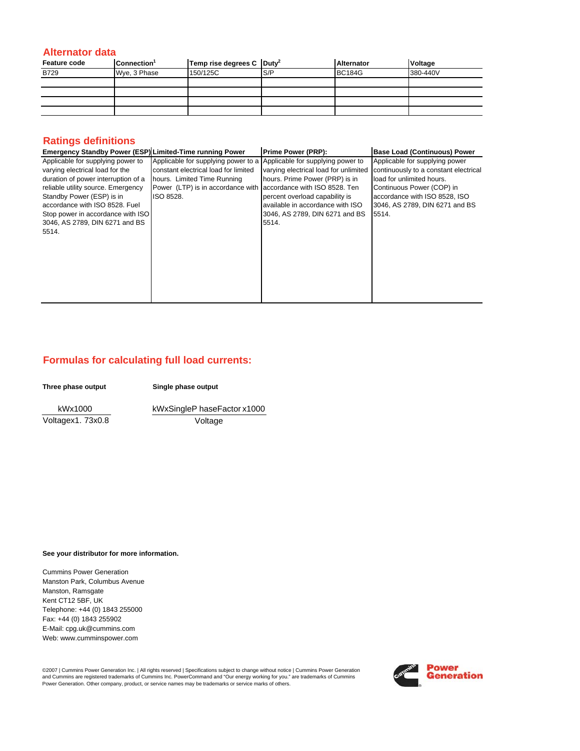## Alternator data

| Feature code | Connection[1] | Temp rise degrees C | Duty[2] | Alternator | Voltage |
|---|---|---|---|---|---|
| B729 | Wye, 3 Phase | 150/125C | S/P | BC184G | 380-440V |
| | | | | | |
| | | | | | |
| | | | | | |
| | | | | | |

## Ratings definitions

| Emergency Standby Power (ESP) | Limited-Time running Power | Prime Power (PRP): | Base Load (Continuous) Power |
|---|---|---|---|
| Applicable for supplying power to varying electrical load for the duration of power interruption of a reliable utility source. Emergency Standby Power (ESP) is in accordance with ISO 8528. Fuel Stop power in accordance with ISO 3046, AS 2789, DIN 6271 and BS 5514. | Applicable for supplying power to a constant electrical load for limited hours. Limited Time Running Power (LTP) is in accordance with ISO 8528. | Applicable for supplying power to varying electrical load for unlimited hours. Prime Power (PRP) is in accordance with ISO 8528. Ten percent overload capability is available in accordance with ISO 3046, AS 2789, DIN 6271 and BS 5514. | Applicable for supplying power continuously to a constant electrical load for unlimited hours. Continuous Power (COP) in accordance with ISO 8528, ISO 3046, AS 2789, DIN 6271 and BS 5514. |

## Formulas for calculating full load currents:

**Three phase output**

$$\frac{kW \times 1000}{Voltage \times 1.73 \times 0.8}$$

**Single phase output**

$$\frac{kW \times SinglePhaseFactor \times 1000}{Voltage}$$

**See your distributor for more information.**

Cummins Power Generation
Manston Park, Columbus Avenue
Manston, Ramsgate
Kent CT12 5BF, UK
Telephone: +44 (0) 1843 255000
Fax: +44 (0) 1843 255902
E-Mail: cpg.uk@cummins.com
Web: www.cumminspower.com

©2007 | Cummins Power Generation Inc. | All rights reserved | Specifications subject to change without notice | Cummins Power Generation and Cummins are registered trademarks of Cummins Inc. PowerCommand and "Our energy working for you." are trademarks of Cummins Power Generation. Other company, product, or service names may be trademarks or service marks of others.

Power Generation